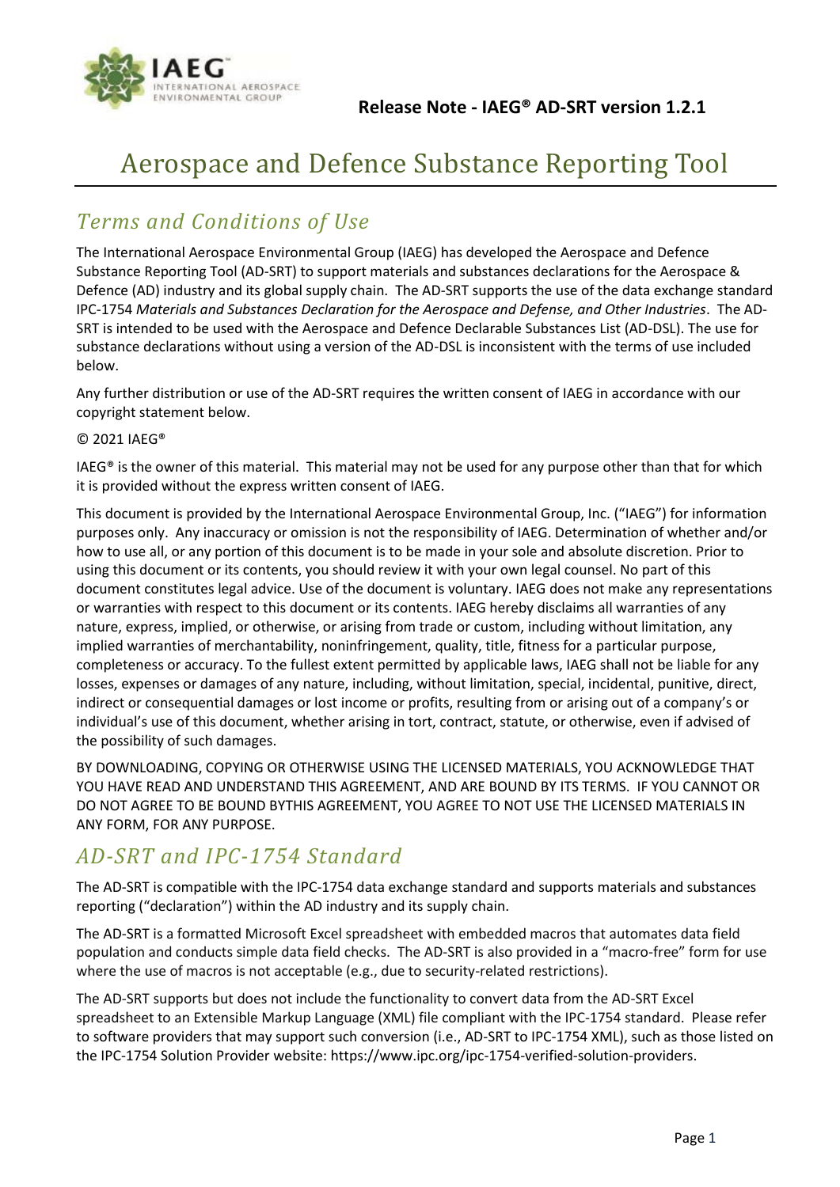**Release Note - IAEG® AD-SRT version 1.2.1**

# Aerospace and Defence Substance Reporting Tool

## *Terms and Conditions of Use*

The International Aerospace Environmental Group (IAEG) has developed the Aerospace and Defence Substance Reporting Tool (AD-SRT) to support materials and substances declarations for the Aerospace & Defence (AD) industry and its global supply chain. The AD-SRT supports the use of the data exchange standard IPC-1754 *Materials and Substances Declaration for the Aerospace and Defense, and Other Industries*. The AD-SRT is intended to be used with the Aerospace and Defence Declarable Substances List (AD-DSL). The use for substance declarations without using a version of the AD-DSL is inconsistent with the terms of use included below.

Any further distribution or use of the AD-SRT requires the written consent of IAEG in accordance with our copyright statement below.

© 2021 IAEG®

IAEG® is the owner of this material. This material may not be used for any purpose other than that for which it is provided without the express written consent of IAEG.

This document is provided by the International Aerospace Environmental Group, Inc. ("IAEG") for information purposes only. Any inaccuracy or omission is not the responsibility of IAEG. Determination of whether and/or how to use all, or any portion of this document is to be made in your sole and absolute discretion. Prior to using this document or its contents, you should review it with your own legal counsel. No part of this document constitutes legal advice. Use of the document is voluntary. IAEG does not make any representations or warranties with respect to this document or its contents. IAEG hereby disclaims all warranties of any nature, express, implied, or otherwise, or arising from trade or custom, including without limitation, any implied warranties of merchantability, noninfringement, quality, title, fitness for a particular purpose, completeness or accuracy. To the fullest extent permitted by applicable laws, IAEG shall not be liable for any losses, expenses or damages of any nature, including, without limitation, special, incidental, punitive, direct, indirect or consequential damages or lost income or profits, resulting from or arising out of a company's or individual's use of this document, whether arising in tort, contract, statute, or otherwise, even if advised of the possibility of such damages.

BY DOWNLOADING, COPYING OR OTHERWISE USING THE LICENSED MATERIALS, YOU ACKNOWLEDGE THAT YOU HAVE READ AND UNDERSTAND THIS AGREEMENT, AND ARE BOUND BY ITS TERMS. IF YOU CANNOT OR DO NOT AGREE TO BE BOUND BYTHIS AGREEMENT, YOU AGREE TO NOT USE THE LICENSED MATERIALS IN ANY FORM, FOR ANY PURPOSE.

## *AD-SRT and IPC-1754 Standard*

The AD-SRT is compatible with the IPC-1754 data exchange standard and supports materials and substances reporting ("declaration") within the AD industry and its supply chain.

The AD-SRT is a formatted Microsoft Excel spreadsheet with embedded macros that automates data field population and conducts simple data field checks. The AD-SRT is also provided in a "macro-free" form for use where the use of macros is not acceptable (e.g., due to security-related restrictions).

The AD-SRT supports but does not include the functionality to convert data from the AD-SRT Excel spreadsheet to an Extensible Markup Language (XML) file compliant with the IPC-1754 standard. Please refer to software providers that may support such conversion (i.e., AD-SRT to IPC-1754 XML), such as those listed on the IPC-1754 Solution Provider website: https://www.ipc.org/ipc-1754-verified-solution-providers.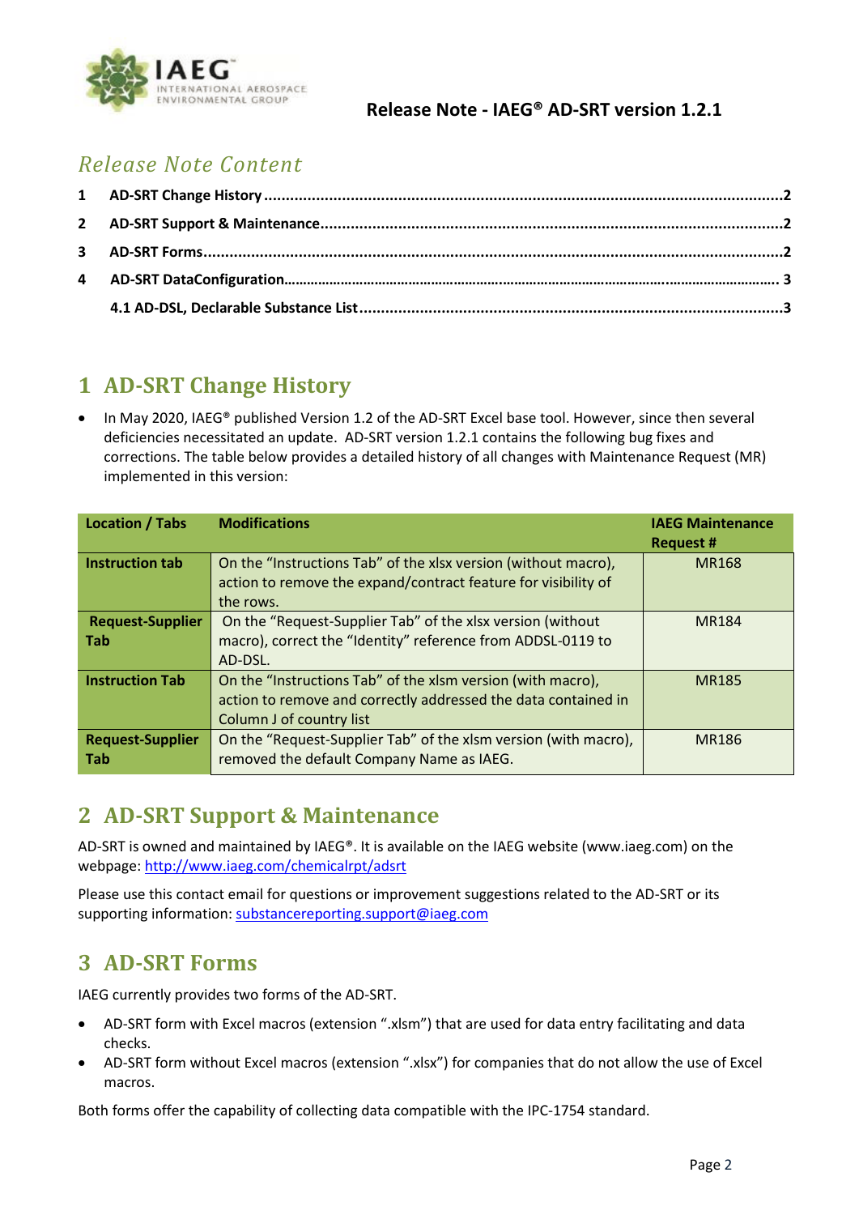## *Release Note Content*

1 AD-SRT Change History ..........2

2 AD-SRT Support & Maintenance..........2

3 AD-SRT Forms..........2

4 AD-SRT DataConfiguration.......... 3

4.1 AD-DSL, Declarable Substance List..........3

# 1 AD-SRT Change History

- In May 2020, IAEG® published Version 1.2 of the AD-SRT Excel base tool. However, since then several deficiencies necessitated an update. AD-SRT version 1.2.1 contains the following bug fixes and corrections. The table below provides a detailed history of all changes with Maintenance Request (MR) implemented in this version:

| Location / Tabs | Modifications | IAEG Maintenance Request # |
|---|---|---|
| **Instruction tab** | On the "Instructions Tab" of the xlsx version (without macro), action to remove the expand/contract feature for visibility of the rows. | MR168 |
| **Request-Supplier Tab** | On the "Request-Supplier Tab" of the xlsx version (without macro), correct the "Identity" reference from ADDSL-0119 to AD-DSL. | MR184 |
| **Instruction Tab** | On the "Instructions Tab" of the xlsm version (with macro), action to remove and correctly addressed the data contained in Column J of country list | MR185 |
| **Request-Supplier Tab** | On the "Request-Supplier Tab" of the xlsm version (with macro), removed the default Company Name as IAEG. | MR186 |

# 2 AD-SRT Support & Maintenance

AD-SRT is owned and maintained by IAEG®. It is available on the IAEG website (www.iaeg.com) on the webpage: http://www.iaeg.com/chemicalrpt/adsrt

Please use this contact email for questions or improvement suggestions related to the AD-SRT or its supporting information: substancereporting.support@iaeg.com

# 3 AD-SRT Forms

IAEG currently provides two forms of the AD-SRT.

- AD-SRT form with Excel macros (extension ".xlsm") that are used for data entry facilitating and data checks.
- AD-SRT form without Excel macros (extension ".xlsx") for companies that do not allow the use of Excel macros.

Both forms offer the capability of collecting data compatible with the IPC-1754 standard.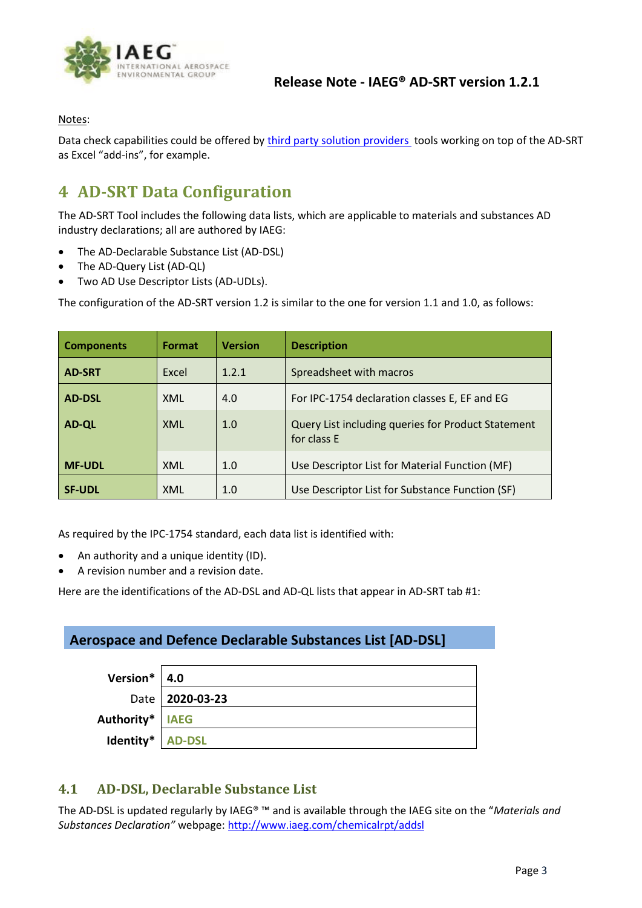Notes:

Data check capabilities could be offered by [third party solution providers](#) tools working on top of the AD-SRT as Excel "add-ins", for example.

# 4 AD-SRT Data Configuration

The AD-SRT Tool includes the following data lists, which are applicable to materials and substances AD industry declarations; all are authored by IAEG:

- The AD-Declarable Substance List (AD-DSL)
- The AD-Query List (AD-QL)
- Two AD Use Descriptor Lists (AD-UDLs).

The configuration of the AD-SRT version 1.2 is similar to the one for version 1.1 and 1.0, as follows:

| Components | Format | Version | Description |
|---|---|---|---|
| **AD-SRT** | Excel | 1.2.1 | Spreadsheet with macros |
| **AD-DSL** | XML | 4.0 | For IPC-1754 declaration classes E, EF and EG |
| **AD-QL** | XML | 1.0 | Query List including queries for Product Statement for class E |
| **MF-UDL** | XML | 1.0 | Use Descriptor List for Material Function (MF) |
| **SF-UDL** | XML | 1.0 | Use Descriptor List for Substance Function (SF) |

As required by the IPC-1754 standard, each data list is identified with:

- An authority and a unique identity (ID).
- A revision number and a revision date.

Here are the identifications of the AD-DSL and AD-QL lists that appear in AD-SRT tab #1:

**Aerospace and Defence Declarable Substances List [AD-DSL]**

| | |
|---|---|
| **Version*** | **4.0** |
| Date | **2020-03-23** |
| **Authority*** | **IAEG** |
| **Identity*** | **AD-DSL** |

## 4.1 AD-DSL, Declarable Substance List

The AD-DSL is updated regularly by IAEG® ™ and is available through the IAEG site on the "*Materials and Substances Declaration"* webpage: http://www.iaeg.com/chemicalrpt/addsl